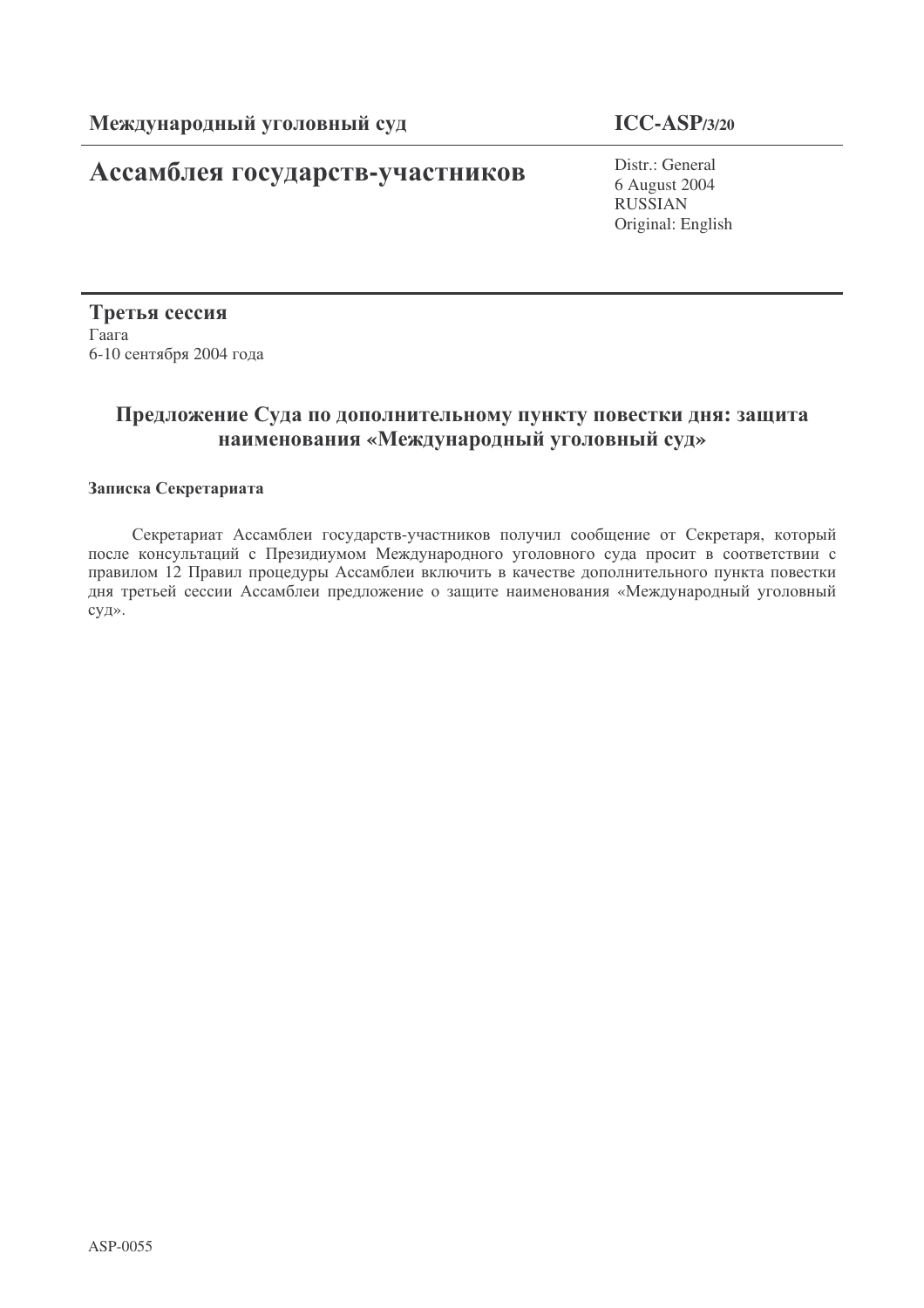**Международный уголовный суд** **ICC-ASP/3/20**

# Ассамблея государств-участников

Distr.: General
6 August 2004
RUSSIAN
Original: English

**Третья сессия**
Гаага
6-10 сентября 2004 года

## Предложение Суда по дополнительному пункту повестки дня: защита наименования «Международный уголовный суд»

**Записка Секретариата**

Секретариат Ассамблеи государств-участников получил сообщение от Секретаря, который после консультаций с Президиумом Международного уголовного суда просит в соответствии с правилом 12 Правил процедуры Ассамблеи включить в качестве дополнительного пункта повестки дня третьей сессии Ассамблеи предложение о защите наименования «Международный уголовный суд».

ASP-0055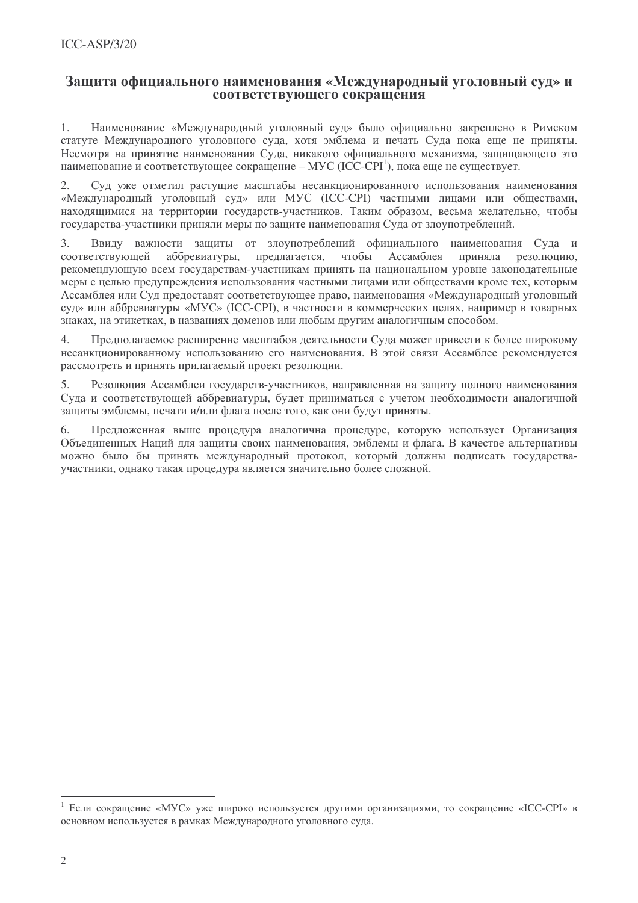## Защита официального наименования «Международный уголовный суд» и соответствующего сокращения

1. Наименование «Международный уголовный суд» было официально закреплено в Римском статуте Международного уголовного суда, хотя эмблема и печать Суда пока еще не приняты. Несмотря на принятие наименования Суда, никакого официального механизма, защищающего это наименование и соответствующее сокращение – МУС (ICC-CPI[1]), пока еще не существует.

2. Суд уже отметил растущие масштабы несанкционированного использования наименования «Международный уголовный суд» или МУС (ICC-CPI) частными лицами или обществами, находящимися на территории государств-участников. Таким образом, весьма желательно, чтобы государства-участники приняли меры по защите наименования Суда от злоупотреблений.

3. Ввиду важности защиты от злоупотреблений официального наименования Суда и соответствующей аббревиатуры, предлагается, чтобы Ассамблея приняла резолюцию, рекомендующую всем государствам-участникам принять на национальном уровне законодательные меры с целью предупреждения использования частными лицами или обществами кроме тех, которым Ассамблея или Суд предоставят соответствующее право, наименования «Международный уголовный суд» или аббревиатуры «МУС» (ICC-CPI), в частности в коммерческих целях, например в товарных знаках, на этикетках, в названиях доменов или любым другим аналогичным способом.

4. Предполагаемое расширение масштабов деятельности Суда может привести к более широкому несанкционированному использованию его наименования. В этой связи Ассамблее рекомендуется рассмотреть и принять прилагаемый проект резолюции.

5. Резолюция Ассамблеи государств-участников, направленная на защиту полного наименования Суда и соответствующей аббревиатуры, будет приниматься с учетом необходимости аналогичной защиты эмблемы, печати и/или флага после того, как они будут приняты.

6. Предложенная выше процедура аналогична процедуре, которую использует Организация Объединенных Наций для защиты своих наименования, эмблемы и флага. В качестве альтернативы можно было бы принять международный протокол, который должны подписать государства-участники, однако такая процедура является значительно более сложной.

---

[1] Если сокращение «МУС» уже широко используется другими организациями, то сокращение «ICC-CPI» в основном используется в рамках Международного уголовного суда.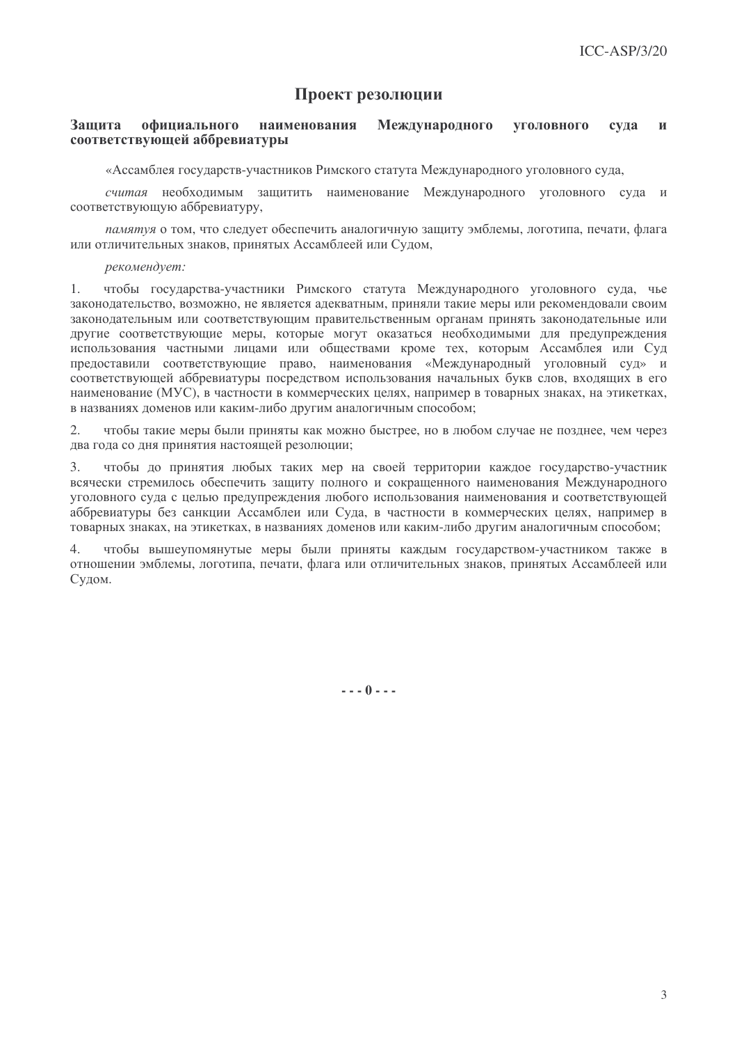## Проект резолюции

### Защита официального наименования Международного уголовного суда и соответствующей аббревиатуры

«Ассамблея государств-участников Римского статута Международного уголовного суда,

*считая* необходимым защитить наименование Международного уголовного суда и соответствующую аббревиатуру,

*памятуя* о том, что следует обеспечить аналогичную защиту эмблемы, логотипа, печати, флага или отличительных знаков, принятых Ассамблеей или Судом,

*рекомендует:*

1. чтобы государства-участники Римского статута Международного уголовного суда, чье законодательство, возможно, не является адекватным, приняли такие меры или рекомендовали своим законодательным или соответствующим правительственным органам принять законодательные или другие соответствующие меры, которые могут оказаться необходимыми для предупреждения использования частными лицами или обществами кроме тех, которым Ассамблея или Суд предоставили соответствующие право, наименования «Международный уголовный суд» и соответствующей аббревиатуры посредством использования начальных букв слов, входящих в его наименование (МУС), в частности в коммерческих целях, например в товарных знаках, на этикетках, в названиях доменов или каким-либо другим аналогичным способом;

2. чтобы такие меры были приняты как можно быстрее, но в любом случае не позднее, чем через два года со дня принятия настоящей резолюции;

3. чтобы до принятия любых таких мер на своей территории каждое государство-участник всячески стремилось обеспечить защиту полного и сокращенного наименования Международного уголовного суда с целью предупреждения любого использования наименования и соответствующей аббревиатуры без санкции Ассамблеи или Суда, в частности в коммерческих целях, например в товарных знаках, на этикетках, в названиях доменов или каким-либо другим аналогичным способом;

4. чтобы вышеупомянутые меры были приняты каждым государством-участником также в отношении эмблемы, логотипа, печати, флага или отличительных знаков, принятых Ассамблеей или Судом.

--- 0 ---